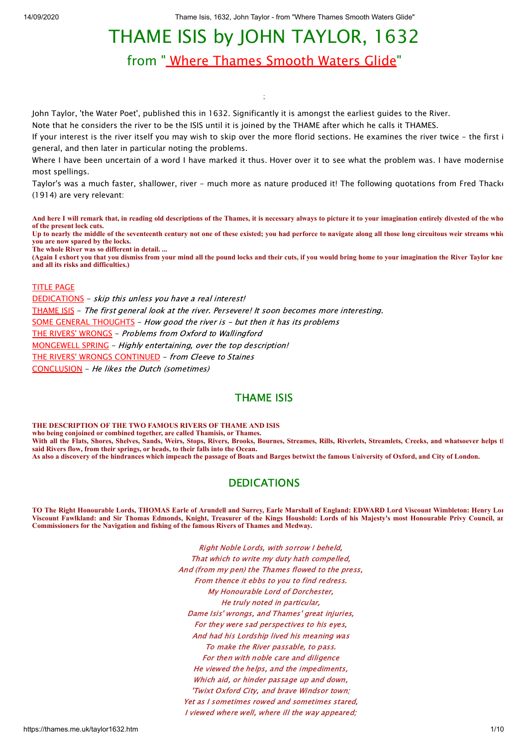# THAME ISIS by JOHN TAYLOR, 1632

## from " Where Thames Smooth Waters Glide"

;

John Taylor, 'the Water Poet', published this in 1632. Significantly it is amongst the earliest guides to the River.

Note that he considers the river to be the ISIS until it is joined by the THAME after which he calls it THAMES.

If your interest is the river itself you may wish to skip over the more florid sections. He examines the river twice - the first i general, and then later in particular noting the problems.

Where I have been uncertain of a word I have marked it thus. Hover over it to see what the problem was. I have modernise most spellings.

Taylor's was a much faster, shallower, river - much more as nature produced it! The following quotations from Fred Thack (1914) are very relevant:

**And here I will remark that, in reading old descriptions of the Thames, it is necessary always to picture it to your imagination entirely divested of the who of the present lock cuts.**
**Up to nearly the middle of the seventeenth century not one of these existed; you had perforce to navigate along all those long circuitous weir streams whic you are now spared by the locks.**
**The whole River was so different in detail. ...**
**(Again I exhort you that you dismiss from your mind all the pound locks and their cuts, if you would bring home to your imagination the River Taylor kne and all its risks and difficulties.)**

TITLE PAGE
DEDICATIONS - *skip this unless you have a real interest!*
THAME ISIS - *The first general look at the river. Persevere! It soon becomes more interesting.*
SOME GENERAL THOUGHTS - *How good the river is - but then it has its problems*
THE RIVERS' WRONGS - *Problems from Oxford to Wallingford*
MONGEWELL SPRING - *Highly entertaining, over the top description!*
THE RIVERS' WRONGS CONTINUED - *from Cleeve to Staines*
CONCLUSION - *He likes the Dutch (sometimes)*

## THAME ISIS

**THE DESCRIPTION OF THE TWO FAMOUS RIVERS OF THAME AND ISIS**
**who being conjoined or combined together, are called Thamisis, or Thames.**
**With all the Flats, Shores, Shelves, Sands, Weirs, Stops, Rivers, Brooks, Bournes, Streames, Rills, Riverlets, Streamlets, Creeks, and whatsoever helps t said Rivers flow, from their springs, or heads, to their falls into the Ocean.**
**As also a discovery of the hindrances which impeach the passage of Boats and Barges betwixt the famous University of Oxford, and City of London.**

## DEDICATIONS

**TO The Right Honourable Lords, THOMAS Earle of Arundell and Surrey, Earle Marshall of England: EDWARD Lord Viscount Wimbleton: Henry Lo Viscount Fawlkland: and Sir Thomas Edmonds, Knight, Treasurer of the Kings Houshold: Lords of his Majesty's most Honourable Privy Council, a Commissioners for the Navigation and fishing of the famous Rivers of Thames and Medway.**

*Right Noble Lords, with sorrow I beheld,*
*That which to write my duty hath compelled,*
*And (from my pen) the Thames flowed to the press,*
*From thence it ebbs to you to find redress.*
*My Honourable Lord of Dorchester,*
*He truly noted in particular,*
*Dame Isis' wrongs, and Thames' great injuries,*
*For they were sad perspectives to his eyes,*
*And had his Lordship lived his meaning was*
*To make the River passable, to pass.*
*For then with noble care and diligence*
*He viewed the helps, and the impediments,*
*Which aid, or hinder passage up and down,*
*'Twixt Oxford City, and brave Windsor town;*
*Yet as I sometimes rowed and sometimes stared,*
*I viewed where well, where ill the way appeared;*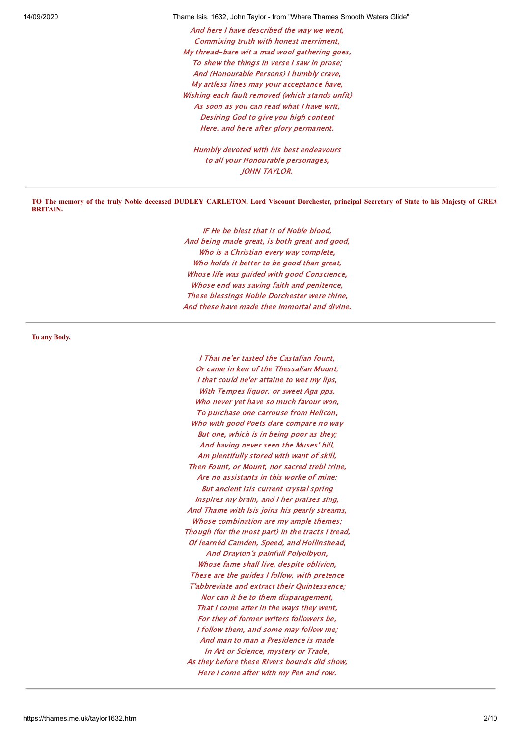*And here I have described the way we went,*
*Commixing truth with honest merriment,*
*My thread-bare wit a mad wool gathering goes,*
*To shew the things in verse I saw in prose;*
*And (Honourable Persons) I humbly crave,*
*My artless lines may your acceptance have,*
*Wishing each fault removed (which stands unfit)*
*As soon as you can read what I have writ,*
*Desiring God to give you high content*
*Here, and here after glory permanent.*

*Humbly devoted with his best endeavours*
*to all your Honourable personages,*
*JOHN TAYLOR.*

---

**TO The memory of the truly Noble deceased DUDLEY CARLETON, Lord Viscount Dorchester, principal Secretary of State to his Majesty of GREA BRITAIN.**

*IF He be blest that is of Noble blood,*
*And being made great, is both great and good,*
*Who is a Christian every way complete,*
*Who holds it better to be good than great,*
*Whose life was guided with good Conscience,*
*Whose end was saving faith and penitence,*
*These blessings Noble Dorchester were thine,*
*And these have made thee Immortal and divine.*

---

**To any Body.**

*I That ne'er tasted the Castalian fount,*
*Or came in ken of the Thessalian Mount;*
*I that could ne'er attaine to wet my lips,*
*With Tempes liquor, or sweet Aga pps,*
*Who never yet have so much favour won,*
*To purchase one carrouse from Helicon,*
*Who with good Poets dare compare no way*
*But one, which is in being poor as they;*
*And having never seen the Muses' hill,*
*Am plentifully stored with want of skill,*
*Then Fount, or Mount, nor sacred trebl trine,*
*Are no assistants in this worke of mine:*
*But ancient Isis current crystal spring*
*Inspires my brain, and I her praises sing,*
*And Thame with Isis joins his pearly streams,*
*Whose combination are my ample themes;*
*Though (for the most part) in the tracts I tread,*
*Of learnéd Camden, Speed, and Hollinshead,*
*And Drayton's painfull Polyolbyon,*
*Whose fame shall live, despite oblivion,*
*These are the guides I follow, with pretence*
*T'abbreviate and extract their Quintessence;*
*Nor can it be to them disparagement,*
*That I come after in the ways they went,*
*For they of former writers followers be,*
*I follow them, and some may follow me;*
*And man to man a Presidence is made*
*In Art or Science, mystery or Trade,*
*As they before these Rivers bounds did show,*
*Here I come after with my Pen and row.*

---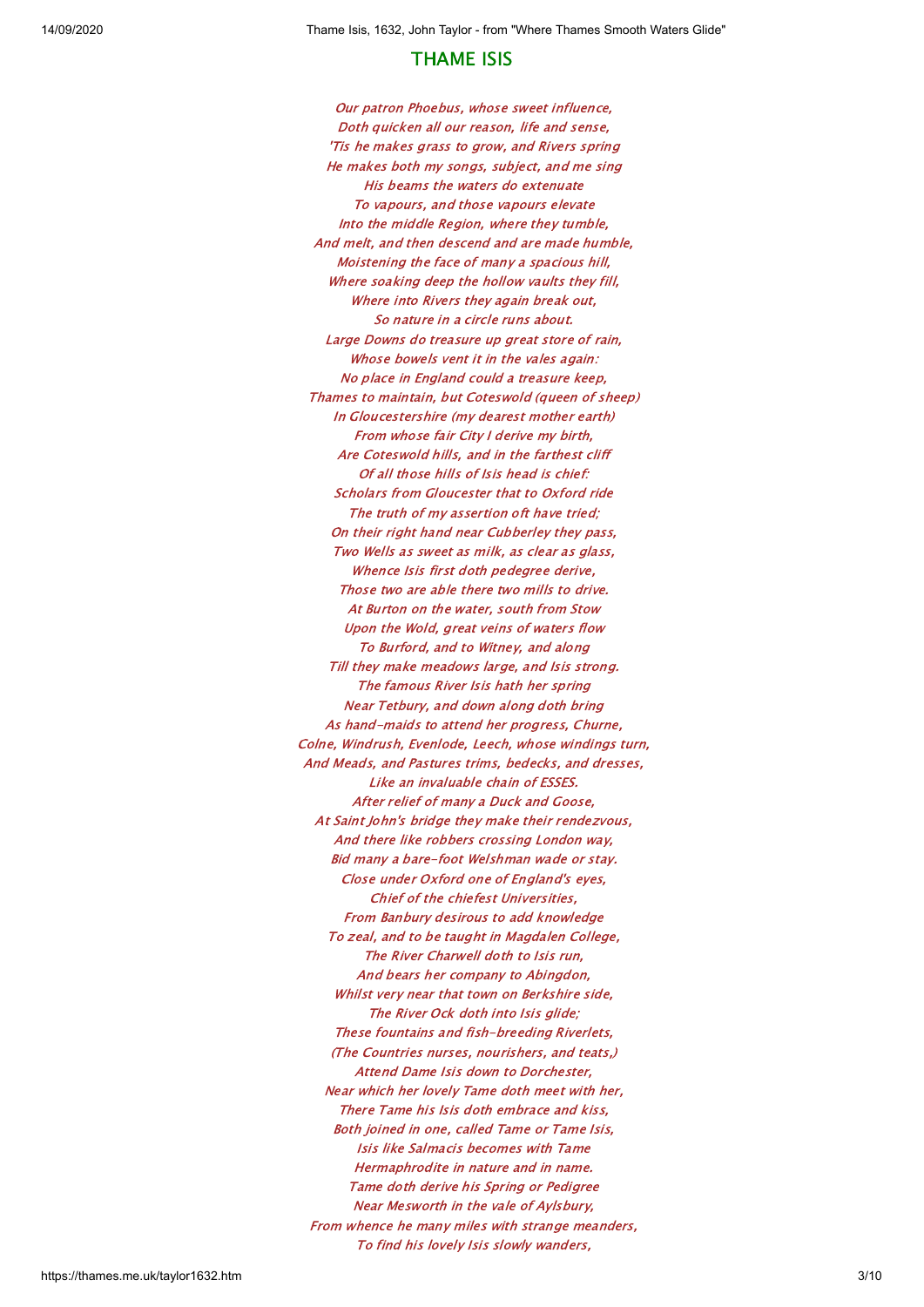## THAME ISIS

*Our patron Phoebus, whose sweet influence,*
*Doth quicken all our reason, life and sense,*
*'Tis he makes grass to grow, and Rivers spring*
*He makes both my songs, subject, and me sing*
*His beams the waters do extenuate*
*To vapours, and those vapours elevate*
*Into the middle Region, where they tumble,*
*And melt, and then descend and are made humble,*
*Moistening the face of many a spacious hill,*
*Where soaking deep the hollow vaults they fill,*
*Where into Rivers they again break out,*
*So nature in a circle runs about.*
*Large Downs do treasure up great store of rain,*
*Whose bowels vent it in the vales again:*
*No place in England could a treasure keep,*
*Thames to maintain, but Coteswold (queen of sheep)*
*In Gloucestershire (my dearest mother earth)*
*From whose fair City I derive my birth,*
*Are Coteswold hills, and in the farthest cliff*
*Of all those hills of Isis head is chief:*
*Scholars from Gloucester that to Oxford ride*
*The truth of my assertion oft have tried;*
*On their right hand near Cubberley they pass,*
*Two Wells as sweet as milk, as clear as glass,*
*Whence Isis first doth pedegree derive,*
*Those two are able there two mills to drive.*
*At Burton on the water, south from Stow*
*Upon the Wold, great veins of waters flow*
*To Burford, and to Witney, and along*
*Till they make meadows large, and Isis strong.*
*The famous River Isis hath her spring*
*Near Tetbury, and down along doth bring*
*As hand-maids to attend her progress, Churne,*
*Colne, Windrush, Evenlode, Leech, whose windings turn,*
*And Meads, and Pastures trims, bedecks, and dresses,*
*Like an invaluable chain of ESSES.*
*After relief of many a Duck and Goose,*
*At Saint John's bridge they make their rendezvous,*
*And there like robbers crossing London way,*
*Bid many a bare-foot Welshman wade or stay.*
*Close under Oxford one of England's eyes,*
*Chief of the chiefest Universities,*
*From Banbury desirous to add knowledge*
*To zeal, and to be taught in Magdalen College,*
*The River Charwell doth to Isis run,*
*And bears her company to Abingdon,*
*Whilst very near that town on Berkshire side,*
*The River Ock doth into Isis glide;*
*These fountains and fish-breeding Riverlets,*
*(The Countries nurses, nourishers, and teats,)*
*Attend Dame Isis down to Dorchester,*
*Near which her lovely Tame doth meet with her,*
*There Tame his Isis doth embrace and kiss,*
*Both joined in one, called Tame or Tame Isis,*
*Isis like Salmacis becomes with Tame*
*Hermaphrodite in nature and in name.*
*Tame doth derive his Spring or Pedigree*
*Near Mesworth in the vale of Aylsbury,*
*From whence he many miles with strange meanders,*
*To find his lovely Isis slowly wanders,*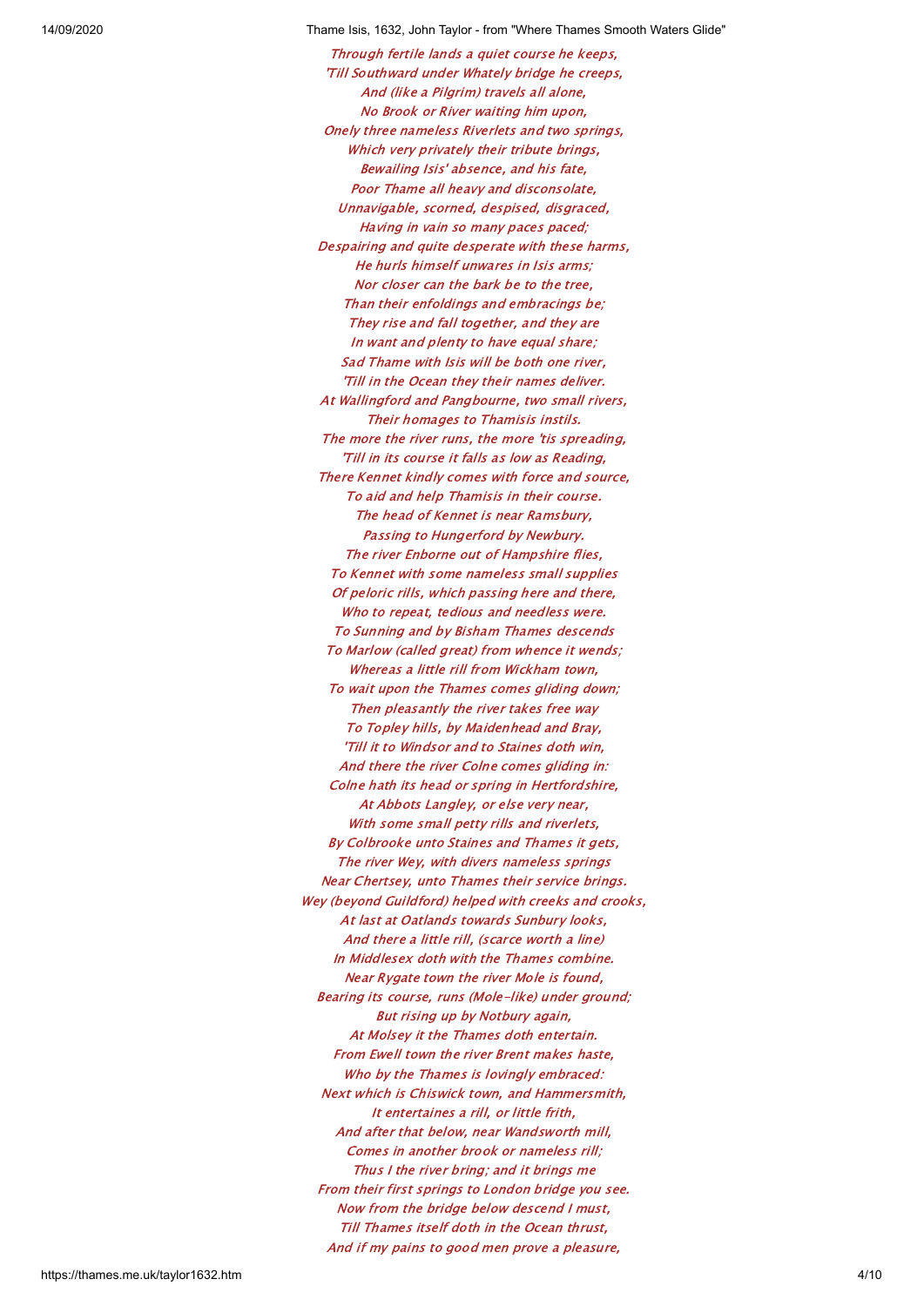*Through fertile lands a quiet course he keeps,*
*'Till Southward under Whately bridge he creeps,*
*And (like a Pilgrim) travels all alone,*
*No Brook or River waiting him upon,*
*Onely three nameless Riverlets and two springs,*
*Which very privately their tribute brings,*
*Bewailing Isis' absence, and his fate,*
*Poor Thame all heavy and disconsolate,*
*Unnavigable, scorned, despised, disgraced,*
*Having in vain so many paces paced;*
*Despairing and quite desperate with these harms,*
*He hurls himself unwares in Isis arms;*
*Nor closer can the bark be to the tree,*
*Than their enfoldings and embracings be;*
*They rise and fall together, and they are*
*In want and plenty to have equal share;*
*Sad Thame with Isis will be both one river,*
*'Till in the Ocean they their names deliver.*
*At Wallingford and Pangbourne, two small rivers,*
*Their homages to Thamisis instils.*
*The more the river runs, the more 'tis spreading,*
*'Till in its course it falls as low as Reading,*
*There Kennet kindly comes with force and source,*
*To aid and help Thamisis in their course.*
*The head of Kennet is near Ramsbury,*
*Passing to Hungerford by Newbury.*
*The river Enborne out of Hampshire flies,*
*To Kennet with some nameless small supplies*
*Of peloric rills, which passing here and there,*
*Who to repeat, tedious and needless were.*
*To Sunning and by Bisham Thames descends*
*To Marlow (called great) from whence it wends;*
*Whereas a little rill from Wickham town,*
*To wait upon the Thames comes gliding down;*
*Then pleasantly the river takes free way*
*To Topley hills, by Maidenhead and Bray,*
*'Till it to Windsor and to Staines doth win,*
*And there the river Colne comes gliding in:*
*Colne hath its head or spring in Hertfordshire,*
*At Abbots Langley, or else very near,*
*With some small petty rills and riverlets,*
*By Colbrooke unto Staines and Thames it gets,*
*The river Wey, with divers nameless springs*
*Near Chertsey, unto Thames their service brings.*
*Wey (beyond Guildford) helped with creeks and crooks,*
*At last at Oatlands towards Sunbury looks,*
*And there a little rill, (scarce worth a line)*
*In Middlesex doth with the Thames combine.*
*Near Rygate town the river Mole is found,*
*Bearing its course, runs (Mole-like) under ground;*
*But rising up by Notbury again,*
*At Molsey it the Thames doth entertain.*
*From Ewell town the river Brent makes haste,*
*Who by the Thames is lovingly embraced:*
*Next which is Chiswick town, and Hammersmith,*
*It entertaines a rill, or little frith,*
*And after that below, near Wandsworth mill,*
*Comes in another brook or nameless rill;*
*Thus I the river bring; and it brings me*
*From their first springs to London bridge you see.*
*Now from the bridge below descend I must,*
*Till Thames itself doth in the Ocean thrust,*
*And if my pains to good men prove a pleasure,*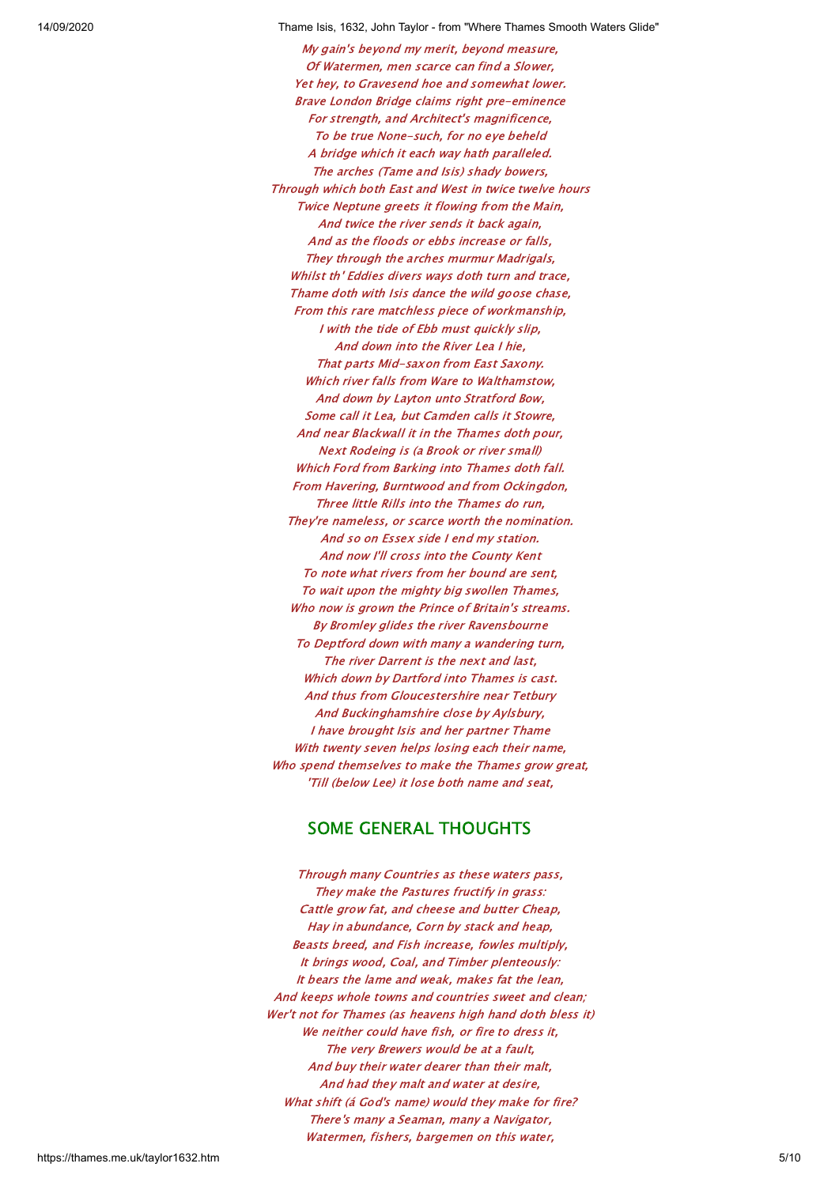*My gain's beyond my merit, beyond measure,*
*Of Watermen, men scarce can find a Slower,*
*Yet hey, to Gravesend hoe and somewhat lower.*
*Brave London Bridge claims right pre-eminence*
*For strength, and Architect's magnificence,*
*To be true None-such, for no eye beheld*
*A bridge which it each way hath paralleled.*
*The arches (Tame and Isis) shady bowers,*
*Through which both East and West in twice twelve hours*
*Twice Neptune greets it flowing from the Main,*
*And twice the river sends it back again,*
*And as the floods or ebbs increase or falls,*
*They through the arches murmur Madrigals,*
*Whilst th' Eddies divers ways doth turn and trace,*
*Thame doth with Isis dance the wild goose chase,*
*From this rare matchless piece of workmanship,*
*I with the tide of Ebb must quickly slip,*
*And down into the River Lea I hie,*
*That parts Mid-saxon from East Saxony.*
*Which river falls from Ware to Walthamstow,*
*And down by Layton unto Stratford Bow,*
*Some call it Lea, but Camden calls it Stowre,*
*And near Blackwall it in the Thames doth pour,*
*Next Rodeing is (a Brook or river small)*
*Which Ford from Barking into Thames doth fall.*
*From Havering, Burntwood and from Ockingdon,*
*Three little Rills into the Thames do run,*
*They're nameless, or scarce worth the nomination.*
*And so on Essex side I end my station.*
*And now I'll cross into the County Kent*
*To note what rivers from her bound are sent,*
*To wait upon the mighty big swollen Thames,*
*Who now is grown the Prince of Britain's streams.*
*By Bromley glides the river Ravensbourne*
*To Deptford down with many a wandering turn,*
*The river Darrent is the next and last,*
*Which down by Dartford into Thames is cast.*
*And thus from Gloucestershire near Tetbury*
*And Buckinghamshire close by Aylsbury,*
*I have brought Isis and her partner Thame*
*With twenty seven helps losing each their name,*
*Who spend themselves to make the Thames grow great,*
*'Till (below Lee) it lose both name and seat,*

## SOME GENERAL THOUGHTS

*Through many Countries as these waters pass,*
*They make the Pastures fructify in grass:*
*Cattle grow fat, and cheese and butter Cheap,*
*Hay in abundance, Corn by stack and heap,*
*Beasts breed, and Fish increase, fowles multiply,*
*It brings wood, Coal, and Timber plenteously:*
*It bears the lame and weak, makes fat the lean,*
*And keeps whole towns and countries sweet and clean;*
*Wer't not for Thames (as heavens high hand doth bless it)*
*We neither could have fish, or fire to dress it,*
*The very Brewers would be at a fault,*
*And buy their water dearer than their malt,*
*And had they malt and water at desire,*
*What shift (á God's name) would they make for fire?*
*There's many a Seaman, many a Navigator,*
*Watermen, fishers, bargemen on this water,*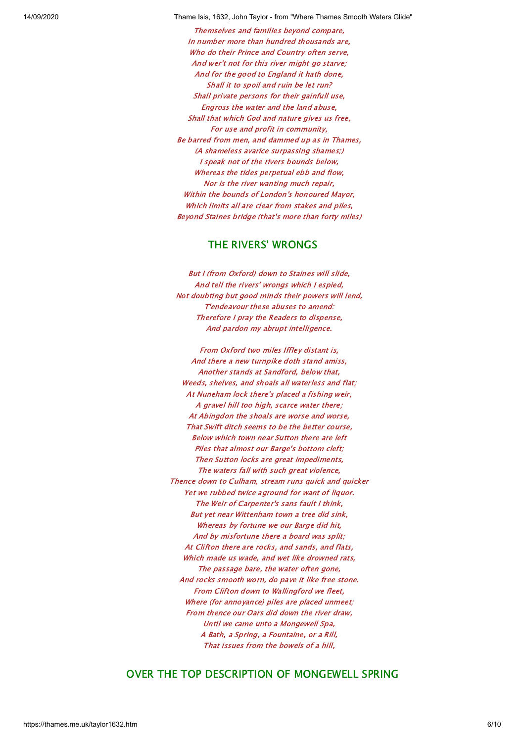*Themselves and families beyond compare,*
*In number more than hundred thousands are,*
*Who do their Prince and Country often serve,*
*And wer't not for this river might go starve;*
*And for the good to England it hath done,*
*Shall it to spoil and ruin be let run?*
*Shall private persons for their gainfull use,*
*Engross the water and the land abuse,*
*Shall that which God and nature gives us free,*
*For use and profit in community,*
*Be barred from men, and dammed up as in Thames,*
*(A shameless avarice surpassing shames;)*
*I speak not of the rivers bounds below,*
*Whereas the tides perpetual ebb and flow,*
*Nor is the river wanting much repair,*
*Within the bounds of London's honoured Mayor,*
*Which limits all are clear from stakes and piles,*
*Beyond Staines bridge (that's more than forty miles)*

## THE RIVERS' WRONGS

*But I (from Oxford) down to Staines will slide,*
*And tell the rivers' wrongs which I espied,*
*Not doubting but good minds their powers will lend,*
*T'endeavour these abuses to amend:*
*Therefore I pray the Readers to dispense,*
*And pardon my abrupt intelligence.*

*From Oxford two miles Iffley distant is,*
*And there a new turnpike doth stand amiss,*
*Another stands at Sandford, below that,*
*Weeds, shelves, and shoals all waterless and flat;*
*At Nuneham lock there's placed a fishing weir,*
*A gravel hill too high, scarce water there;*
*At Abingdon the shoals are worse and worse,*
*That Swift ditch seems to be the better course,*
*Below which town near Sutton there are left*
*Piles that almost our Barge's bottom cleft;*
*Then Sutton locks are great impediments,*
*The waters fall with such great violence,*
*Thence down to Culham, stream runs quick and quicker*
*Yet we rubbed twice aground for want of liquor.*
*The Weir of Carpenter's sans fault I think,*
*But yet near Wittenham town a tree did sink,*
*Whereas by fortune we our Barge did hit,*
*And by misfortune there a board was split;*
*At Clifton there are rocks, and sands, and flats,*
*Which made us wade, and wet like drowned rats,*
*The passage bare, the water often gone,*
*And rocks smooth worn, do pave it like free stone.*
*From Clifton down to Wallingford we fleet,*
*Where (for annoyance) piles are placed unmeet;*
*From thence our Oars did down the river draw,*
*Until we came unto a Mongewell Spa,*
*A Bath, a Spring, a Fountaine, or a Rill,*
*That issues from the bowels of a hill,*

## OVER THE TOP DESCRIPTION OF MONGEWELL SPRING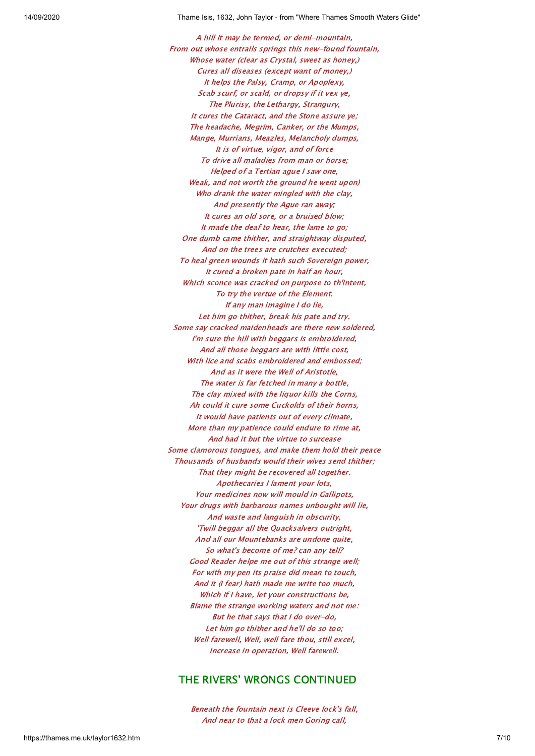*A hill it may be termed, or demi-mountain,*
*From out whose entrails springs this new-found fountain,*
*Whose water (clear as Crystal, sweet as honey,)*
*Cures all diseases (except want of money,)*
*It helps the Palsy, Cramp, or Apoplexy,*
*Scab scurf, or scald, or dropsy if it vex ye,*
*The Plurisy, the Lethargy, Strangury,*
*It cures the Cataract, and the Stone assure ye;*
*The headache, Megrim, Canker, or the Mumps,*
*Mange, Murrians, Meazles, Melancholy dumps,*
*It is of virtue, vigor, and of force*
*To drive all maladies from man or horse;*
*Helped of a Tertian ague I saw one,*
*Weak, and not worth the ground he went upon)*
*Who drank the water mingled with the clay,*
*And presently the Ague ran away;*
*It cures an old sore, or a bruised blow;*
*It made the deaf to hear, the lame to go;*
*One dumb came thither, and straightway disputed,*
*And on the trees are crutches executed;*
*To heal green wounds it hath such Sovereign power,*
*It cured a broken pate in half an hour,*
*Which sconce was cracked on purpose to th'intent,*
*To try the vertue of the Element.*
*If any man imagine I do lie,*
*Let him go thither, break his pate and try.*
*Some say cracked maidenheads are there new soldered,*
*I'm sure the hill with beggars is embroidered,*
*And all those beggars are with little cost,*
*With lice and scabs embroidered and embossed;*
*And as it were the Well of Aristotle,*
*The water is far fetched in many a bottle,*
*The clay mixed with the liquor kills the Corns,*
*Ah could it cure some Cuckolds of their horns,*
*It would have patients out of every climate,*
*More than my patience could endure to rime at,*
*And had it but the virtue to surcease*
*Some clamorous tongues, and make them hold their peace*
*Thousands of husbands would their wives send thither;*
*That they might be recovered all together.*
*Apothecaries I lament your lots,*
*Your medicines now will mould in Gallipots,*
*Your drugs with barbarous names unbought will lie,*
*And waste and languish in obscurity,*
*'Twill beggar all the Quacksalvers outright,*
*And all our Mountebanks are undone quite,*
*So what's become of me? can any tell?*
*Good Reader helpe me out of this strange well;*
*For with my pen its praise did mean to touch,*
*And it (I fear) hath made me write too much,*
*Which if I have, let your constructions be,*
*Blame the strange working waters and not me:*
*But he that says that I do over-do,*
*Let him go thither and he'll do so too;*
*Well farewell, Well, well fare thou, still excel,*
*Increase in operation, Well farewell.*

## THE RIVERS' WRONGS CONTINUED

*Beneath the fountain next is Cleeve lock's fall,*
*And near to that a lock men Goring call,*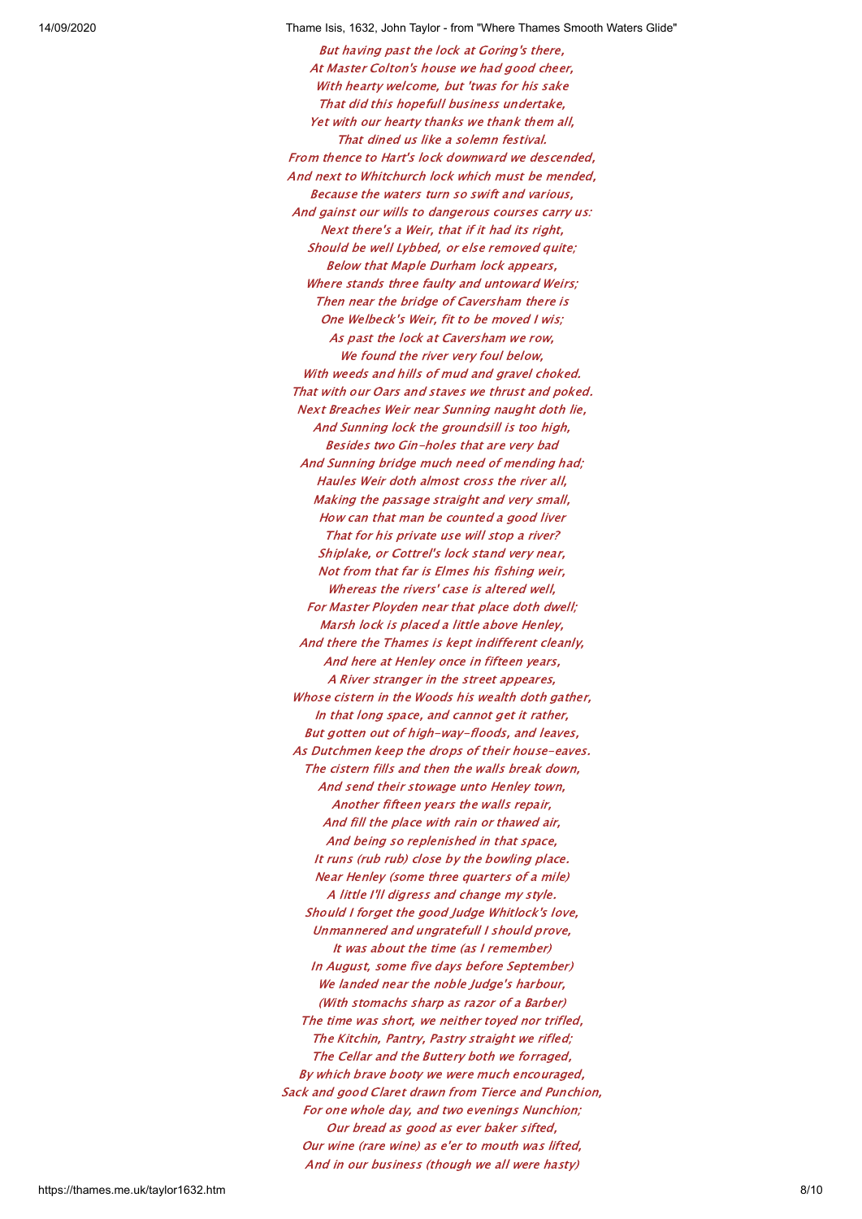*But having past the lock at Goring's there,*
*At Master Colton's house we had good cheer,*
*With hearty welcome, but 'twas for his sake*
*That did this hopefull business undertake,*
*Yet with our hearty thanks we thank them all,*
*That dined us like a solemn festival.*
*From thence to Hart's lock downward we descended,*
*And next to Whitchurch lock which must be mended,*
*Because the waters turn so swift and various,*
*And gainst our wills to dangerous courses carry us:*
*Next there's a Weir, that if it had its right,*
*Should be well Lybbed, or else removed quite;*
*Below that Maple Durham lock appears,*
*Where stands three faulty and untoward Weirs;*
*Then near the bridge of Caversham there is*
*One Welbeck's Weir, fit to be moved I wis;*
*As past the lock at Caversham we row,*
*We found the river very foul below,*
*With weeds and hills of mud and gravel choked.*
*That with our Oars and staves we thrust and poked.*
*Next Breaches Weir near Sunning naught doth lie,*
*And Sunning lock the groundsill is too high,*
*Besides two Gin-holes that are very bad*
*And Sunning bridge much need of mending had;*
*Haules Weir doth almost cross the river all,*
*Making the passage straight and very small,*
*How can that man be counted a good liver*
*That for his private use will stop a river?*
*Shiplake, or Cottrel's lock stand very near,*
*Not from that far is Elmes his fishing weir,*
*Whereas the rivers' case is altered well,*
*For Master Ployden near that place doth dwell;*
*Marsh lock is placed a little above Henley,*
*And there the Thames is kept indifferent cleanly,*
*And here at Henley once in fifteen years,*
*A River stranger in the street appeares,*
*Whose cistern in the Woods his wealth doth gather,*
*In that long space, and cannot get it rather,*
*But gotten out of high-way-floods, and leaves,*
*As Dutchmen keep the drops of their house-eaves.*
*The cistern fills and then the walls break down,*
*And send their stowage unto Henley town,*
*Another fifteen years the walls repair,*
*And fill the place with rain or thawed air,*
*And being so replenished in that space,*
*It runs (rub rub) close by the bowling place.*
*Near Henley (some three quarters of a mile)*
*A little I'll digress and change my style.*
*Should I forget the good Judge Whitlock's love,*
*Unmannered and ungratefull I should prove,*
*It was about the time (as I remember)*
*In August, some five days before September)*
*We landed near the noble Judge's harbour,*
*(With stomachs sharp as razor of a Barber)*
*The time was short, we neither toyed nor trifled,*
*The Kitchin, Pantry, Pastry straight we rifled;*
*The Cellar and the Buttery both we forraged,*
*By which brave booty we were much encouraged,*
*Sack and good Claret drawn from Tierce and Punchion,*
*For one whole day, and two evenings Nunchion;*
*Our bread as good as ever baker sifted,*
*Our wine (rare wine) as e'er to mouth was lifted,*
*And in our business (though we all were hasty)*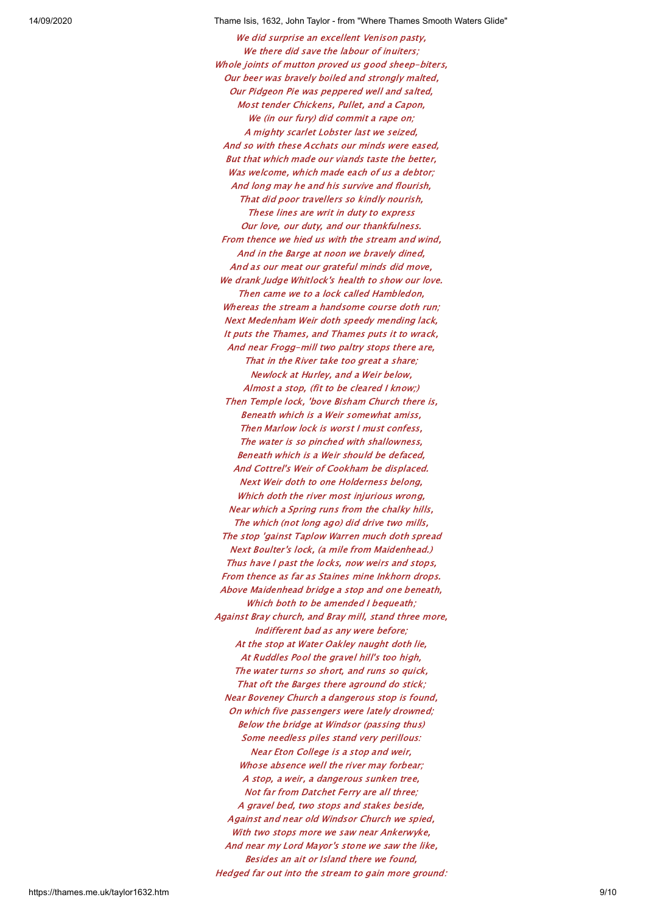*We did surprise an excellent Venison pasty,*
*We there did save the labour of inuiters;*
*Whole joints of mutton proved us good sheep-biters,*
*Our beer was bravely boiled and strongly malted,*
*Our Pidgeon Pie was peppered well and salted,*
*Most tender Chickens, Pullet, and a Capon,*
*We (in our fury) did commit a rape on;*
*A mighty scarlet Lobster last we seized,*
*And so with these Acchats our minds were eased,*
*But that which made our viands taste the better,*
*Was welcome, which made each of us a debtor;*
*And long may he and his survive and flourish,*
*That did poor travellers so kindly nourish,*
*These lines are writ in duty to express*
*Our love, our duty, and our thankfulness.*
*From thence we hied us with the stream and wind,*
*And in the Barge at noon we bravely dined,*
*And as our meat our grateful minds did move,*
*We drank Judge Whitlock's health to show our love.*
*Then came we to a lock called Hambledon,*
*Whereas the stream a handsome course doth run;*
*Next Medenham Weir doth speedy mending lack,*
*It puts the Thames, and Thames puts it to wrack,*
*And near Frogg-mill two paltry stops there are,*
*That in the River take too great a share;*
*Newlock at Hurley, and a Weir below,*
*Almost a stop, (fit to be cleared I know;)*
*Then Temple lock, 'bove Bisham Church there is,*
*Beneath which is a Weir somewhat amiss,*
*Then Marlow lock is worst I must confess,*
*The water is so pinched with shallowness,*
*Beneath which is a Weir should be defaced,*
*And Cottrel's Weir of Cookham be displaced.*
*Next Weir doth to one Holderness belong,*
*Which doth the river most injurious wrong,*
*Near which a Spring runs from the chalky hills,*
*The which (not long ago) did drive two mills,*
*The stop 'gainst Taplow Warren much doth spread*
*Next Boulter's lock, (a mile from Maidenhead.)*
*Thus have I past the locks, now weirs and stops,*
*From thence as far as Staines mine Inkhorn drops.*
*Above Maidenhead bridge a stop and one beneath,*
*Which both to be amended I bequeath;*
*Against Bray church, and Bray mill, stand three more,*
*Indifferent bad as any were before;*
*At the stop at Water Oakley naught doth lie,*
*At Ruddles Pool the gravel hill's too high,*
*The water turns so short, and runs so quick,*
*That oft the Barges there aground do stick;*
*Near Boveney Church a dangerous stop is found,*
*On which five passengers were lately drowned;*
*Below the bridge at Windsor (passing thus)*
*Some needless piles stand very perillous:*
*Near Eton College is a stop and weir,*
*Whose absence well the river may forbear;*
*A stop, a weir, a dangerous sunken tree,*
*Not far from Datchet Ferry are all three;*
*A gravel bed, two stops and stakes beside,*
*Against and near old Windsor Church we spied,*
*With two stops more we saw near Ankerwyke,*
*And near my Lord Mayor's stone we saw the like,*
*Besides an ait or Island there we found,*
*Hedged far out into the stream to gain more ground:*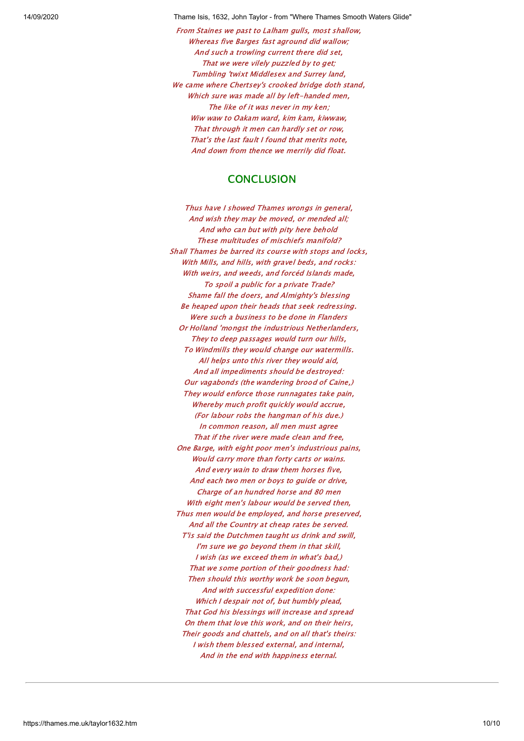*From Staines we past to Lalham gulls, most shallow,*
*Whereas five Barges fast aground did wallow;*
*And such a trowling current there did set,*
*That we were vilely puzzled by to get;*
*Tumbling 'twixt Middlesex and Surrey land,*
*We came where Chertsey's crooked bridge doth stand,*
*Which sure was made all by left-handed men,*
*The like of it was never in my ken;*
*Wiw waw to Oakam ward, kim kam, kiwwaw,*
*That through it men can hardly set or row,*
*That's the last fault I found that merits note,*
*And down from thence we merrily did float.*

## CONCLUSION

*Thus have I showed Thames wrongs in general,*
*And wish they may be moved, or mended all;*
*And who can but with pity here behold*
*These multitudes of mischiefs manifold?*
*Shall Thames be barred its course with stops and locks,*
*With Mills, and hills, with gravel beds, and rocks:*
*With weirs, and weeds, and forcéd Islands made,*
*To spoil a public for a private Trade?*
*Shame fall the doers, and Almighty's blessing*
*Be heaped upon their heads that seek redressing.*
*Were such a business to be done in Flanders*
*Or Holland 'mongst the industrious Netherlanders,*
*They to deep passages would turn our hills,*
*To Windmills they would change our watermills.*
*All helps unto this river they would aid,*
*And all impediments should be destroyed:*
*Our vagabonds (the wandering brood of Caine,)*
*They would enforce those runnagates take pain,*
*Whereby much profit quickly would accrue,*
*(For labour robs the hangman of his due.)*
*In common reason, all men must agree*
*That if the river were made clean and free,*
*One Barge, with eight poor men's industrious pains,*
*Would carry more than forty carts or wains.*
*And every wain to draw them horses five,*
*And each two men or boys to guide or drive,*
*Charge of an hundred horse and 80 men*
*With eight men's labour would be served then,*
*Thus men would be employed, and horse preserved,*
*And all the Country at cheap rates be served.*
*T'is said the Dutchmen taught us drink and swill,*
*I'm sure we go beyond them in that skill,*
*I wish (as we exceed them in what's bad,)*
*That we some portion of their goodness had:*
*Then should this worthy work be soon begun,*
*And with successful expedition done:*
*Which I despair not of, but humbly plead,*
*That God his blessings will increase and spread*
*On them that love this work, and on their heirs,*
*Their goods and chattels, and on all that's theirs:*
*I wish them blessed external, and internal,*
*And in the end with happiness eternal.*